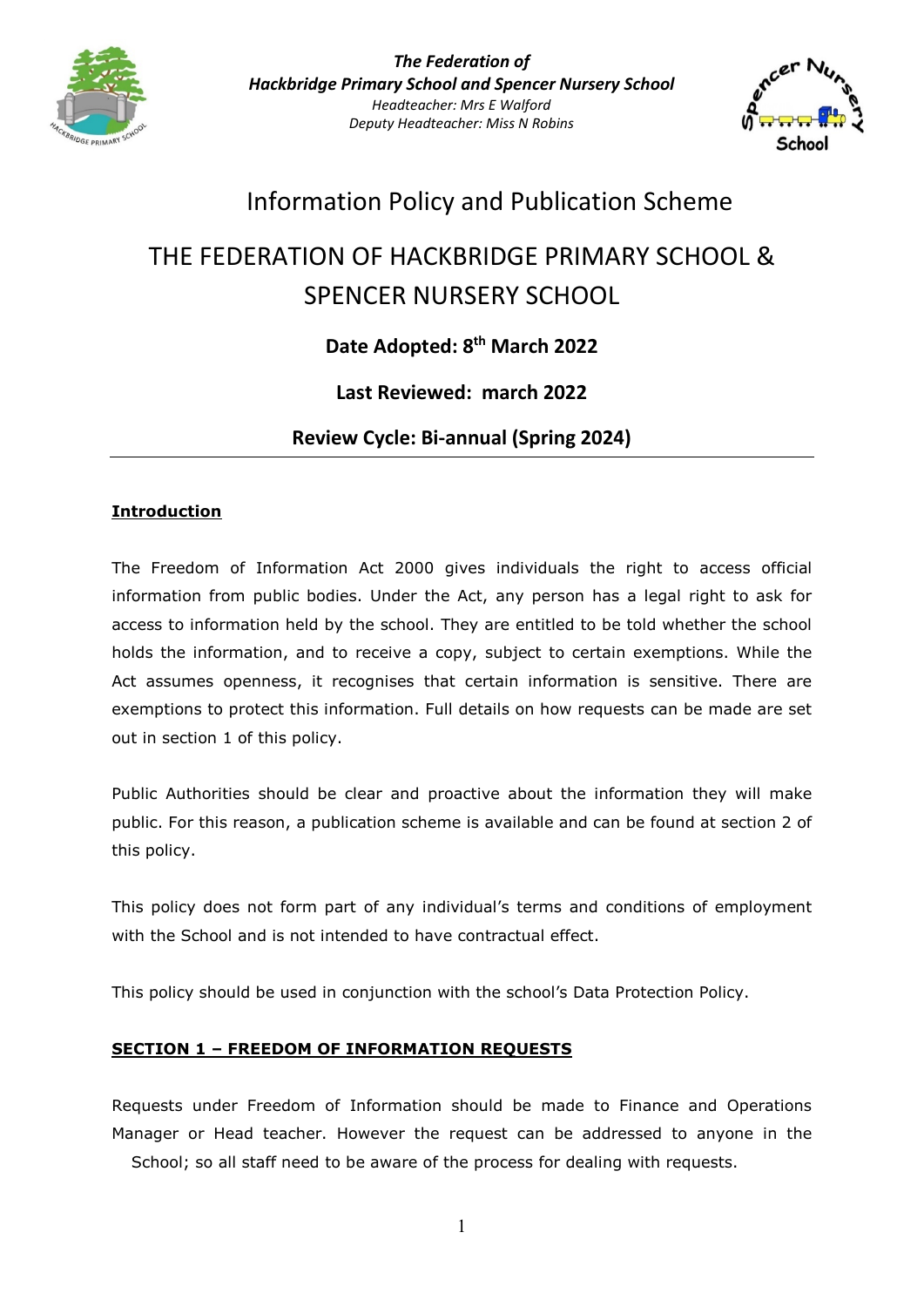*The Federation of*
***Hackbridge Primary School and Spencer Nursery School***
*Headteacher: Mrs E Walford*
*Deputy Headteacher: Miss N Robins*

# Information Policy and Publication Scheme

# THE FEDERATION OF HACKBRIDGE PRIMARY SCHOOL & SPENCER NURSERY SCHOOL

**Date Adopted: 8th March 2022**

**Last Reviewed: march 2022**

**Review Cycle: Bi-annual (Spring 2024)**

---

## Introduction

The Freedom of Information Act 2000 gives individuals the right to access official information from public bodies. Under the Act, any person has a legal right to ask for access to information held by the school. They are entitled to be told whether the school holds the information, and to receive a copy, subject to certain exemptions. While the Act assumes openness, it recognises that certain information is sensitive. There are exemptions to protect this information. Full details on how requests can be made are set out in section 1 of this policy.

Public Authorities should be clear and proactive about the information they will make public. For this reason, a publication scheme is available and can be found at section 2 of this policy.

This policy does not form part of any individual's terms and conditions of employment with the School and is not intended to have contractual effect.

This policy should be used in conjunction with the school's Data Protection Policy.

## SECTION 1 – FREEDOM OF INFORMATION REQUESTS

Requests under Freedom of Information should be made to Finance and Operations Manager or Head teacher. However the request can be addressed to anyone in the School; so all staff need to be aware of the process for dealing with requests.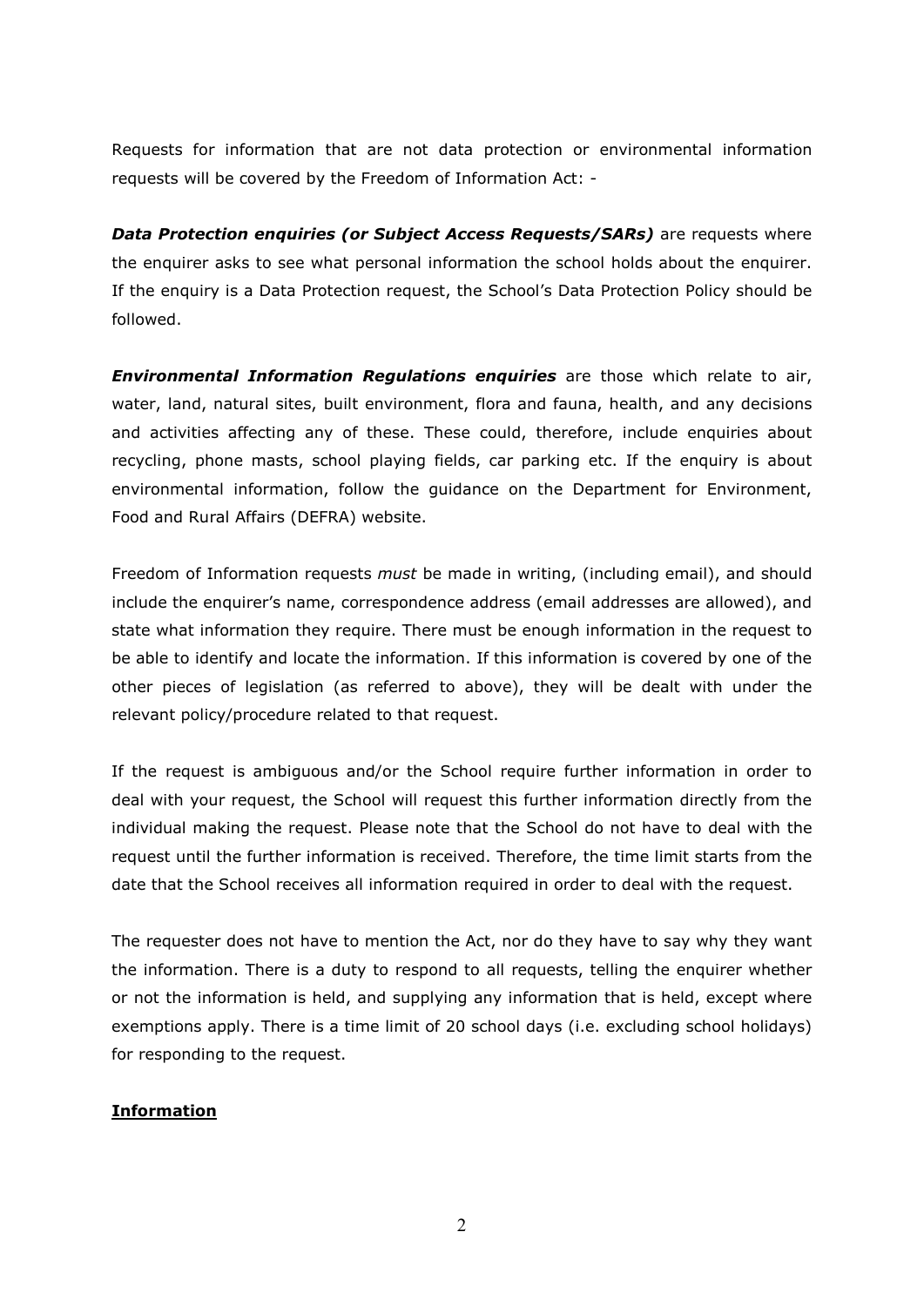Requests for information that are not data protection or environmental information requests will be covered by the Freedom of Information Act: -

***Data Protection enquiries (or Subject Access Requests/SARs)*** are requests where the enquirer asks to see what personal information the school holds about the enquirer. If the enquiry is a Data Protection request, the School's Data Protection Policy should be followed.

***Environmental Information Regulations enquiries*** are those which relate to air, water, land, natural sites, built environment, flora and fauna, health, and any decisions and activities affecting any of these. These could, therefore, include enquiries about recycling, phone masts, school playing fields, car parking etc. If the enquiry is about environmental information, follow the guidance on the Department for Environment, Food and Rural Affairs (DEFRA) website.

Freedom of Information requests *must* be made in writing, (including email), and should include the enquirer's name, correspondence address (email addresses are allowed), and state what information they require. There must be enough information in the request to be able to identify and locate the information. If this information is covered by one of the other pieces of legislation (as referred to above), they will be dealt with under the relevant policy/procedure related to that request.

If the request is ambiguous and/or the School require further information in order to deal with your request, the School will request this further information directly from the individual making the request. Please note that the School do not have to deal with the request until the further information is received. Therefore, the time limit starts from the date that the School receives all information required in order to deal with the request.

The requester does not have to mention the Act, nor do they have to say why they want the information. There is a duty to respond to all requests, telling the enquirer whether or not the information is held, and supplying any information that is held, except where exemptions apply. There is a time limit of 20 school days (i.e. excluding school holidays) for responding to the request.

## Information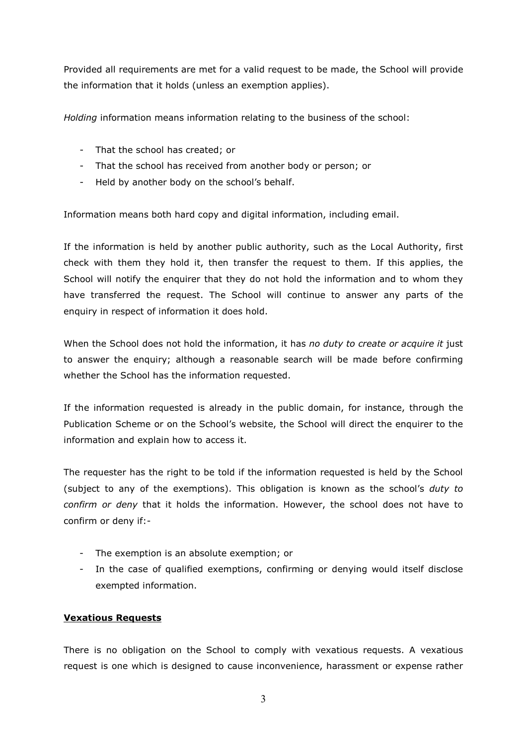Provided all requirements are met for a valid request to be made, the School will provide the information that it holds (unless an exemption applies).

*Holding* information means information relating to the business of the school:

- That the school has created; or
- That the school has received from another body or person; or
- Held by another body on the school's behalf.

Information means both hard copy and digital information, including email.

If the information is held by another public authority, such as the Local Authority, first check with them they hold it, then transfer the request to them. If this applies, the School will notify the enquirer that they do not hold the information and to whom they have transferred the request. The School will continue to answer any parts of the enquiry in respect of information it does hold.

When the School does not hold the information, it has *no duty to create or acquire it* just to answer the enquiry; although a reasonable search will be made before confirming whether the School has the information requested.

If the information requested is already in the public domain, for instance, through the Publication Scheme or on the School's website, the School will direct the enquirer to the information and explain how to access it.

The requester has the right to be told if the information requested is held by the School (subject to any of the exemptions). This obligation is known as the school's *duty to confirm or deny* that it holds the information. However, the school does not have to confirm or deny if:-

- The exemption is an absolute exemption; or
- In the case of qualified exemptions, confirming or denying would itself disclose exempted information.

**Vexatious Requests**

There is no obligation on the School to comply with vexatious requests. A vexatious request is one which is designed to cause inconvenience, harassment or expense rather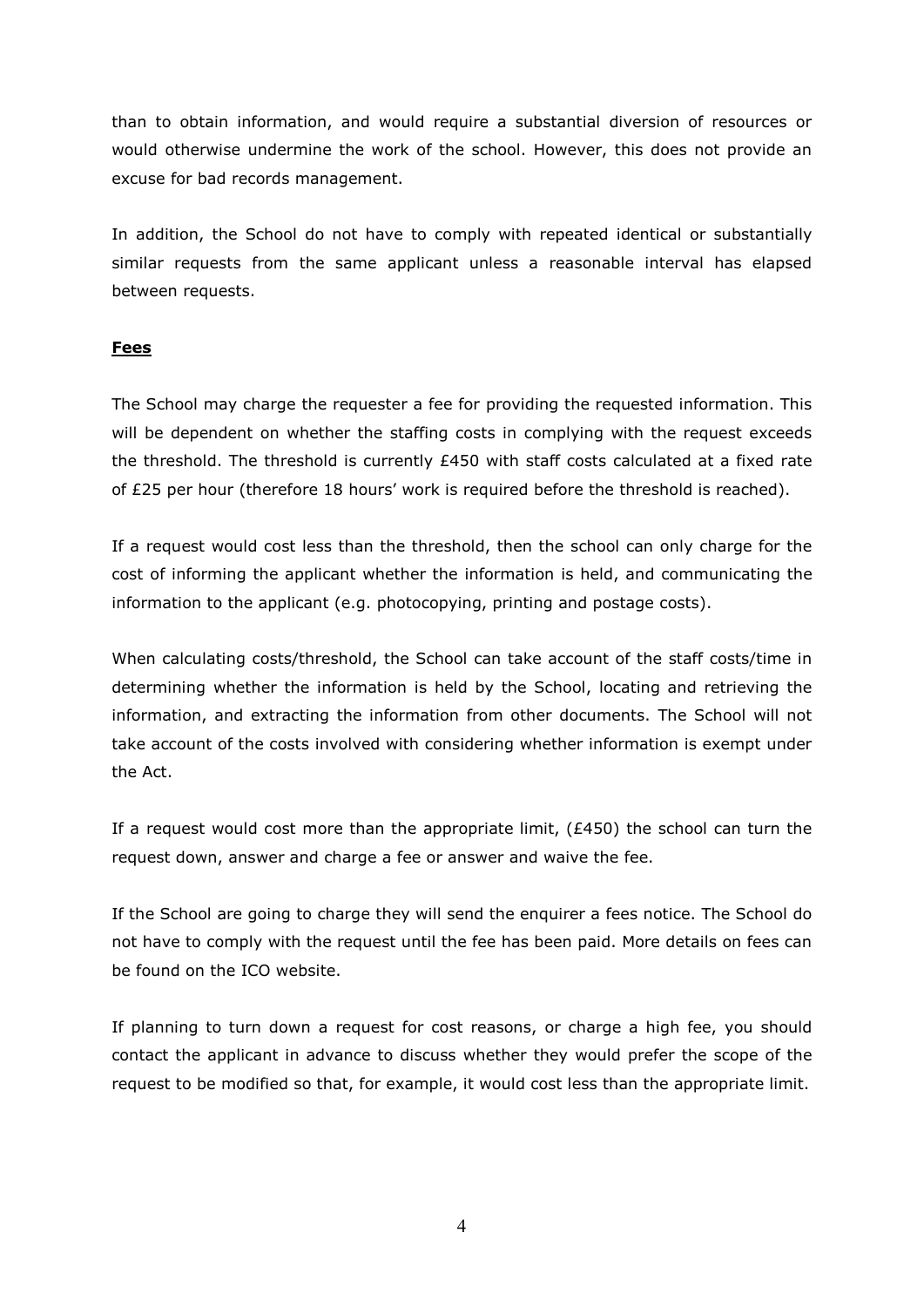than to obtain information, and would require a substantial diversion of resources or would otherwise undermine the work of the school. However, this does not provide an excuse for bad records management.

In addition, the School do not have to comply with repeated identical or substantially similar requests from the same applicant unless a reasonable interval has elapsed between requests.

**Fees**

The School may charge the requester a fee for providing the requested information. This will be dependent on whether the staffing costs in complying with the request exceeds the threshold. The threshold is currently £450 with staff costs calculated at a fixed rate of £25 per hour (therefore 18 hours' work is required before the threshold is reached).

If a request would cost less than the threshold, then the school can only charge for the cost of informing the applicant whether the information is held, and communicating the information to the applicant (e.g. photocopying, printing and postage costs).

When calculating costs/threshold, the School can take account of the staff costs/time in determining whether the information is held by the School, locating and retrieving the information, and extracting the information from other documents. The School will not take account of the costs involved with considering whether information is exempt under the Act.

If a request would cost more than the appropriate limit, (£450) the school can turn the request down, answer and charge a fee or answer and waive the fee.

If the School are going to charge they will send the enquirer a fees notice. The School do not have to comply with the request until the fee has been paid. More details on fees can be found on the ICO website.

If planning to turn down a request for cost reasons, or charge a high fee, you should contact the applicant in advance to discuss whether they would prefer the scope of the request to be modified so that, for example, it would cost less than the appropriate limit.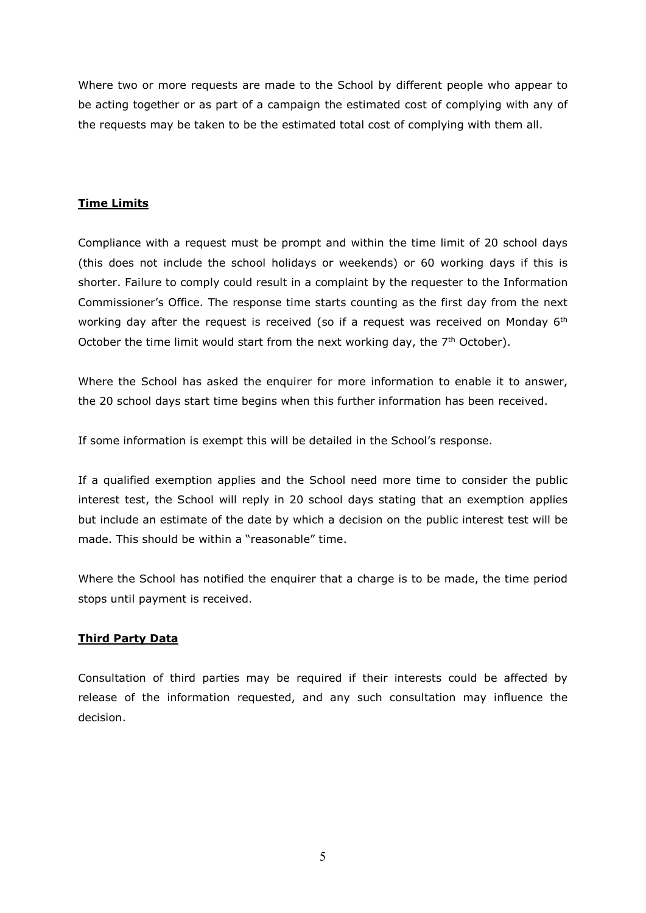Where two or more requests are made to the School by different people who appear to be acting together or as part of a campaign the estimated cost of complying with any of the requests may be taken to be the estimated total cost of complying with them all.

## **Time Limits**

Compliance with a request must be prompt and within the time limit of 20 school days (this does not include the school holidays or weekends) or 60 working days if this is shorter. Failure to comply could result in a complaint by the requester to the Information Commissioner's Office. The response time starts counting as the first day from the next working day after the request is received (so if a request was received on Monday 6th October the time limit would start from the next working day, the 7th October).

Where the School has asked the enquirer for more information to enable it to answer, the 20 school days start time begins when this further information has been received.

If some information is exempt this will be detailed in the School's response.

If a qualified exemption applies and the School need more time to consider the public interest test, the School will reply in 20 school days stating that an exemption applies but include an estimate of the date by which a decision on the public interest test will be made. This should be within a "reasonable" time.

Where the School has notified the enquirer that a charge is to be made, the time period stops until payment is received.

## **Third Party Data**

Consultation of third parties may be required if their interests could be affected by release of the information requested, and any such consultation may influence the decision.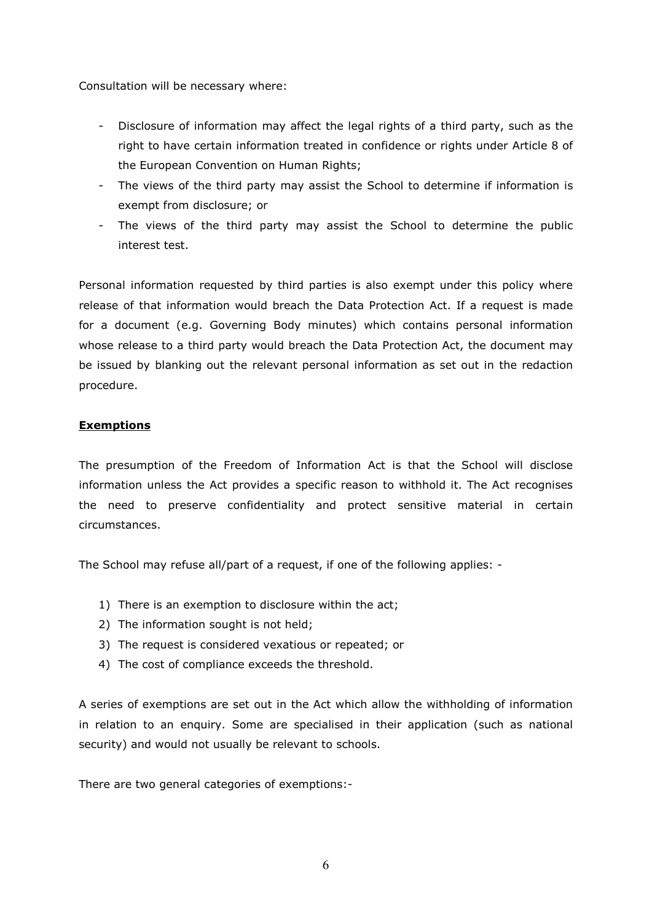Consultation will be necessary where:

- Disclosure of information may affect the legal rights of a third party, such as the right to have certain information treated in confidence or rights under Article 8 of the European Convention on Human Rights;
- The views of the third party may assist the School to determine if information is exempt from disclosure; or
- The views of the third party may assist the School to determine the public interest test.

Personal information requested by third parties is also exempt under this policy where release of that information would breach the Data Protection Act. If a request is made for a document (e.g. Governing Body minutes) which contains personal information whose release to a third party would breach the Data Protection Act, the document may be issued by blanking out the relevant personal information as set out in the redaction procedure.

## Exemptions

The presumption of the Freedom of Information Act is that the School will disclose information unless the Act provides a specific reason to withhold it. The Act recognises the need to preserve confidentiality and protect sensitive material in certain circumstances.

The School may refuse all/part of a request, if one of the following applies: -

1) There is an exemption to disclosure within the act;
2) The information sought is not held;
3) The request is considered vexatious or repeated; or
4) The cost of compliance exceeds the threshold.

A series of exemptions are set out in the Act which allow the withholding of information in relation to an enquiry. Some are specialised in their application (such as national security) and would not usually be relevant to schools.

There are two general categories of exemptions:-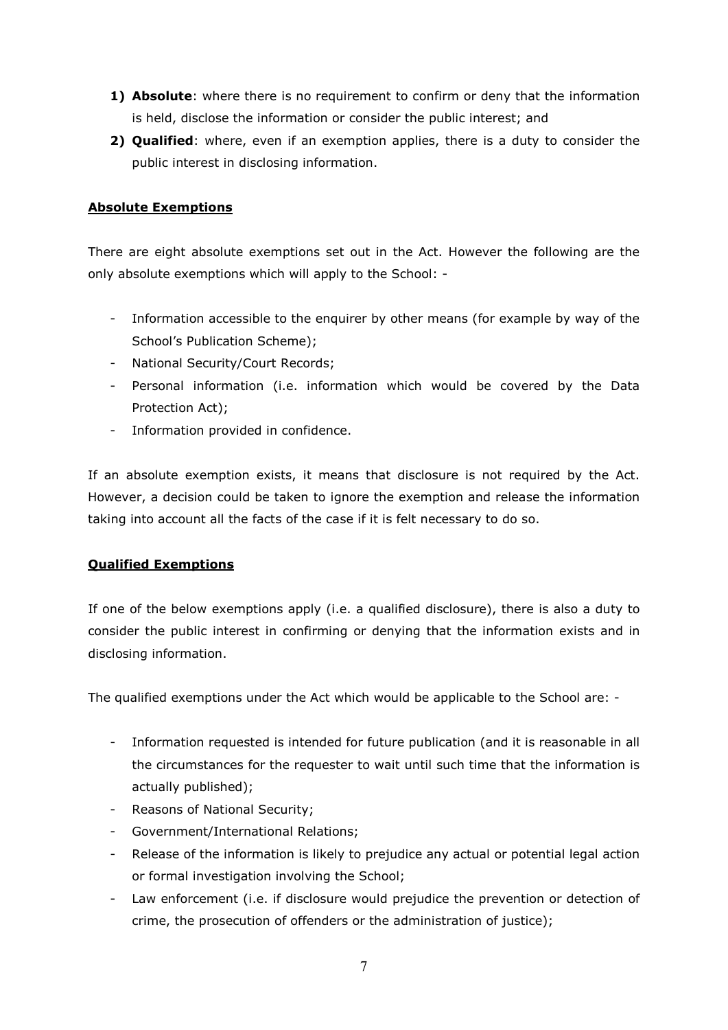1) **Absolute**: where there is no requirement to confirm or deny that the information is held, disclose the information or consider the public interest; and
2) **Qualified**: where, even if an exemption applies, there is a duty to consider the public interest in disclosing information.

**Absolute Exemptions**

There are eight absolute exemptions set out in the Act. However the following are the only absolute exemptions which will apply to the School: -

- Information accessible to the enquirer by other means (for example by way of the School's Publication Scheme);
- National Security/Court Records;
- Personal information (i.e. information which would be covered by the Data Protection Act);
- Information provided in confidence.

If an absolute exemption exists, it means that disclosure is not required by the Act. However, a decision could be taken to ignore the exemption and release the information taking into account all the facts of the case if it is felt necessary to do so.

**Qualified Exemptions**

If one of the below exemptions apply (i.e. a qualified disclosure), there is also a duty to consider the public interest in confirming or denying that the information exists and in disclosing information.

The qualified exemptions under the Act which would be applicable to the School are: -

- Information requested is intended for future publication (and it is reasonable in all the circumstances for the requester to wait until such time that the information is actually published);
- Reasons of National Security;
- Government/International Relations;
- Release of the information is likely to prejudice any actual or potential legal action or formal investigation involving the School;
- Law enforcement (i.e. if disclosure would prejudice the prevention or detection of crime, the prosecution of offenders or the administration of justice);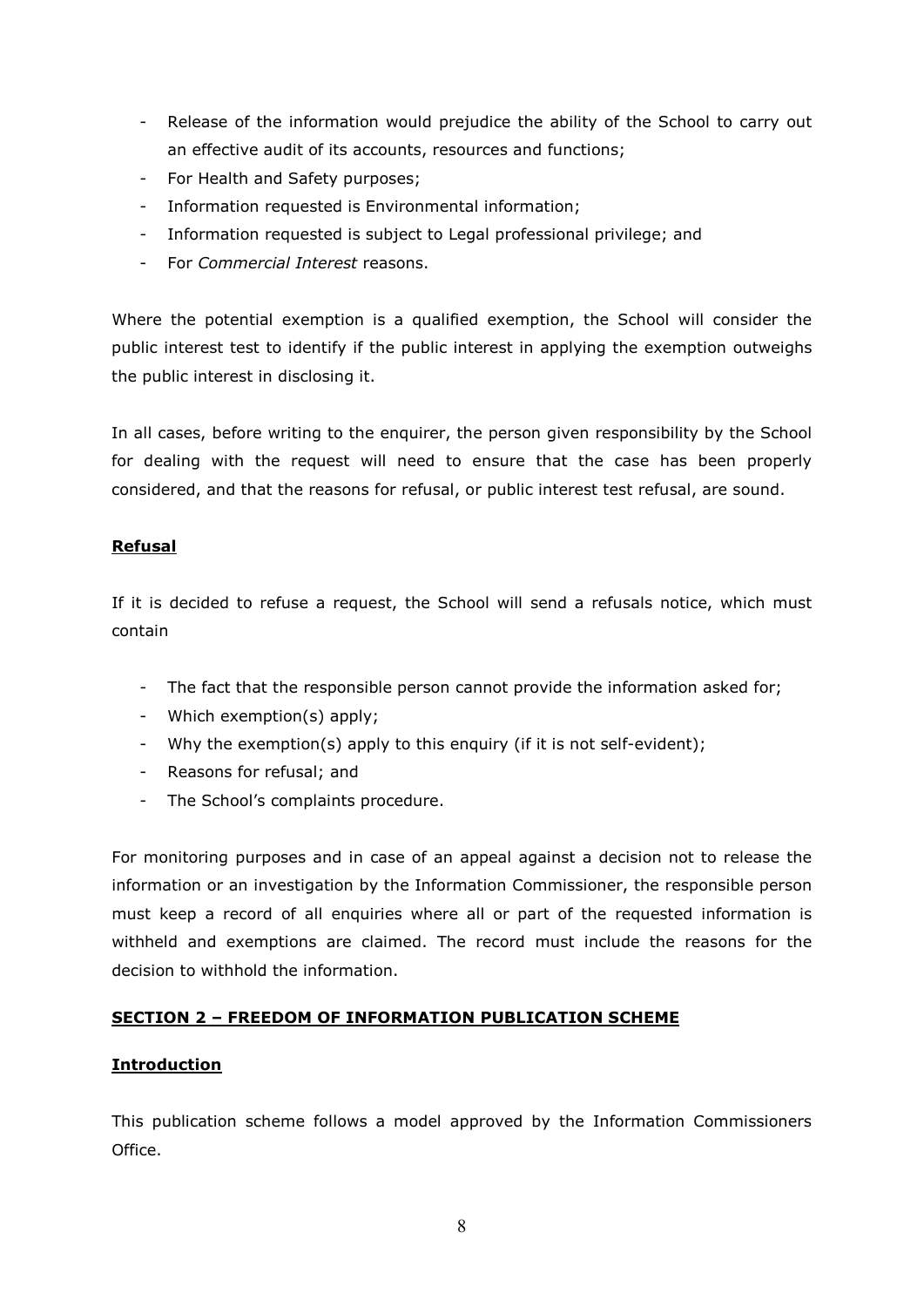- Release of the information would prejudice the ability of the School to carry out an effective audit of its accounts, resources and functions;
- For Health and Safety purposes;
- Information requested is Environmental information;
- Information requested is subject to Legal professional privilege; and
- For *Commercial Interest* reasons.

Where the potential exemption is a qualified exemption, the School will consider the public interest test to identify if the public interest in applying the exemption outweighs the public interest in disclosing it.

In all cases, before writing to the enquirer, the person given responsibility by the School for dealing with the request will need to ensure that the case has been properly considered, and that the reasons for refusal, or public interest test refusal, are sound.

**Refusal**

If it is decided to refuse a request, the School will send a refusals notice, which must contain

- The fact that the responsible person cannot provide the information asked for;
- Which exemption(s) apply;
- Why the exemption(s) apply to this enquiry (if it is not self-evident);
- Reasons for refusal; and
- The School's complaints procedure.

For monitoring purposes and in case of an appeal against a decision not to release the information or an investigation by the Information Commissioner, the responsible person must keep a record of all enquiries where all or part of the requested information is withheld and exemptions are claimed. The record must include the reasons for the decision to withhold the information.

## SECTION 2 – FREEDOM OF INFORMATION PUBLICATION SCHEME

**Introduction**

This publication scheme follows a model approved by the Information Commissioners Office.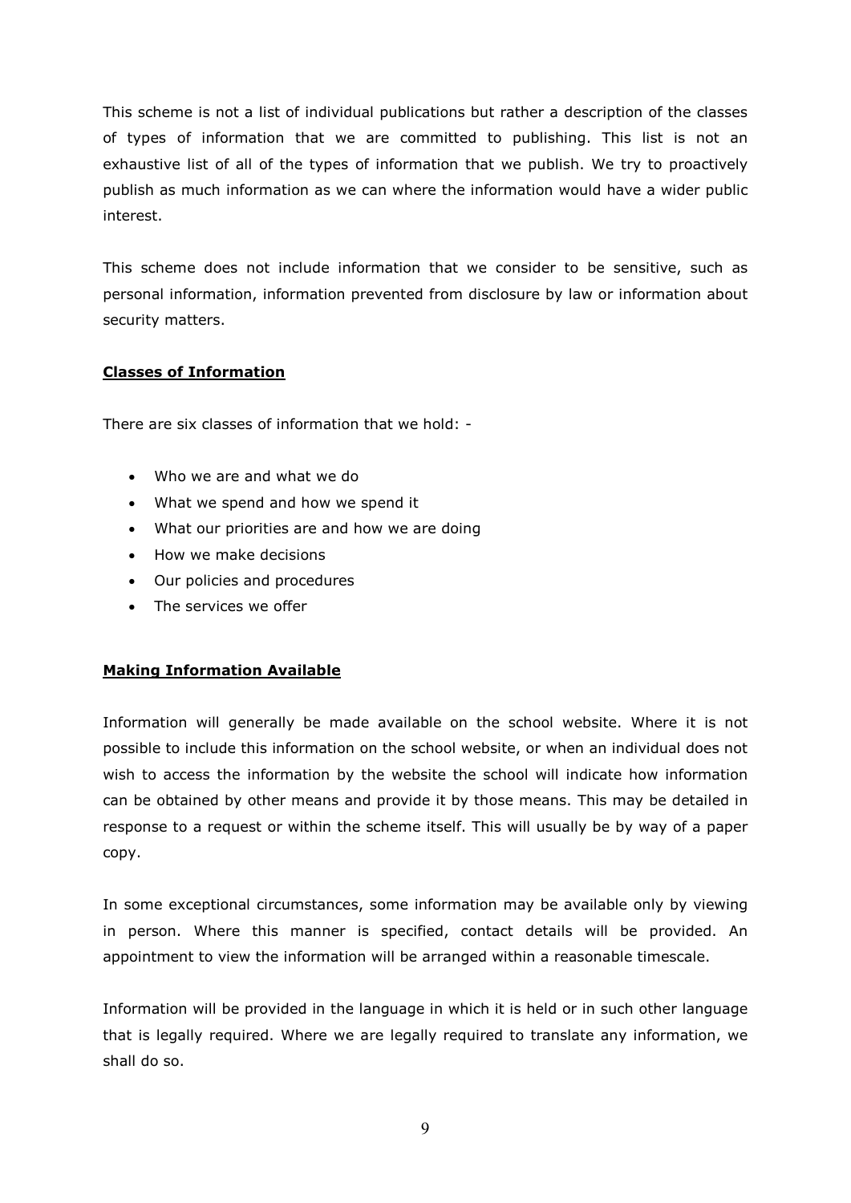This scheme is not a list of individual publications but rather a description of the classes of types of information that we are committed to publishing. This list is not an exhaustive list of all of the types of information that we publish. We try to proactively publish as much information as we can where the information would have a wider public interest.

This scheme does not include information that we consider to be sensitive, such as personal information, information prevented from disclosure by law or information about security matters.

**Classes of Information**

There are six classes of information that we hold: -

- Who we are and what we do
- What we spend and how we spend it
- What our priorities are and how we are doing
- How we make decisions
- Our policies and procedures
- The services we offer

**Making Information Available**

Information will generally be made available on the school website. Where it is not possible to include this information on the school website, or when an individual does not wish to access the information by the website the school will indicate how information can be obtained by other means and provide it by those means. This may be detailed in response to a request or within the scheme itself. This will usually be by way of a paper copy.

In some exceptional circumstances, some information may be available only by viewing in person. Where this manner is specified, contact details will be provided. An appointment to view the information will be arranged within a reasonable timescale.

Information will be provided in the language in which it is held or in such other language that is legally required. Where we are legally required to translate any information, we shall do so.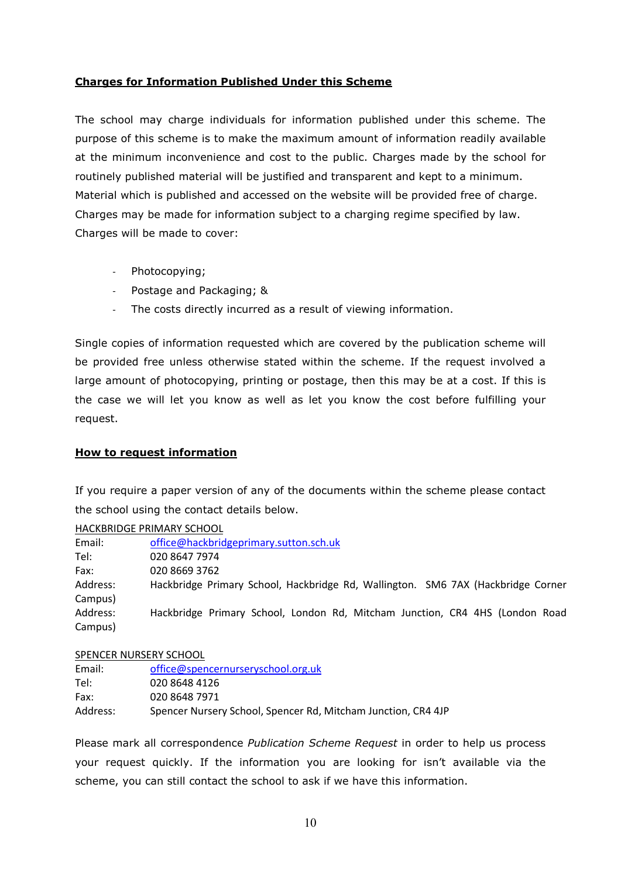## Charges for Information Published Under this Scheme

The school may charge individuals for information published under this scheme. The purpose of this scheme is to make the maximum amount of information readily available at the minimum inconvenience and cost to the public. Charges made by the school for routinely published material will be justified and transparent and kept to a minimum. Material which is published and accessed on the website will be provided free of charge. Charges may be made for information subject to a charging regime specified by law. Charges will be made to cover:

- Photocopying;
- Postage and Packaging; &
- The costs directly incurred as a result of viewing information.

Single copies of information requested which are covered by the publication scheme will be provided free unless otherwise stated within the scheme. If the request involved a large amount of photocopying, printing or postage, then this may be at a cost. If this is the case we will let you know as well as let you know the cost before fulfilling your request.

## How to request information

If you require a paper version of any of the documents within the scheme please contact the school using the contact details below.

HACKBRIDGE PRIMARY SCHOOL

Email: office@hackbridgeprimary.sutton.sch.uk
Tel: 020 8647 7974
Fax: 020 8669 3762
Address: Hackbridge Primary School, Hackbridge Rd, Wallington. SM6 7AX (Hackbridge Corner Campus)
Address: Hackbridge Primary School, London Rd, Mitcham Junction, CR4 4HS (London Road Campus)

SPENCER NURSERY SCHOOL

Email: office@spencernurseryschool.org.uk
Tel: 020 8648 4126
Fax: 020 8648 7971
Address: Spencer Nursery School, Spencer Rd, Mitcham Junction, CR4 4JP

Please mark all correspondence *Publication Scheme Request* in order to help us process your request quickly. If the information you are looking for isn't available via the scheme, you can still contact the school to ask if we have this information.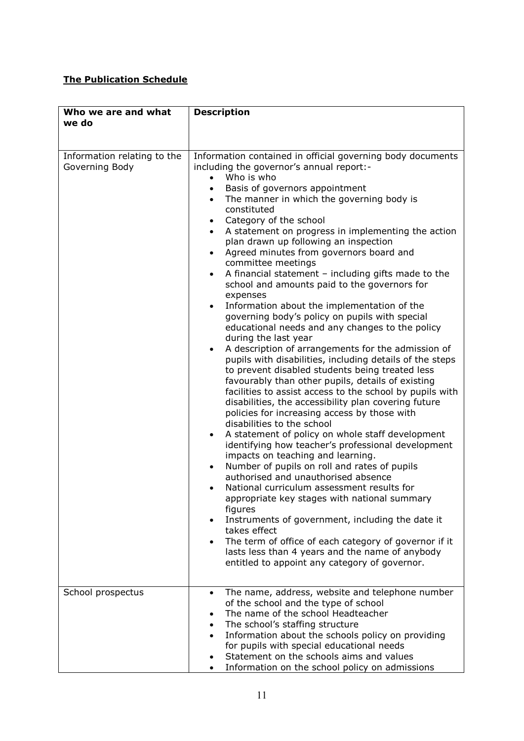**The Publication Schedule**

| Who we are and what we do | Description |
|---|---|
| Information relating to the Governing Body | Information contained in official governing body documents including the governor's annual report:- <br>• Who is who <br>• Basis of governors appointment <br>• The manner in which the governing body is constituted <br>• Category of the school <br>• A statement on progress in implementing the action plan drawn up following an inspection <br>• Agreed minutes from governors board and committee meetings <br>• A financial statement – including gifts made to the school and amounts paid to the governors for expenses <br>• Information about the implementation of the governing body's policy on pupils with special educational needs and any changes to the policy during the last year <br>• A description of arrangements for the admission of pupils with disabilities, including details of the steps to prevent disabled students being treated less favourably than other pupils, details of existing facilities to assist access to the school by pupils with disabilities, the accessibility plan covering future policies for increasing access by those with disabilities to the school <br>• A statement of policy on whole staff development identifying how teacher's professional development impacts on teaching and learning. <br>• Number of pupils on roll and rates of pupils authorised and unauthorised absence <br>• National curriculum assessment results for appropriate key stages with national summary figures <br>• Instruments of government, including the date it takes effect <br>• The term of office of each category of governor if it lasts less than 4 years and the name of anybody entitled to appoint any category of governor. |
| School prospectus | • The name, address, website and telephone number of the school and the type of school <br>• The name of the school Headteacher <br>• The school's staffing structure <br>• Information about the schools policy on providing for pupils with special educational needs <br>• Statement on the schools aims and values <br>• Information on the school policy on admissions |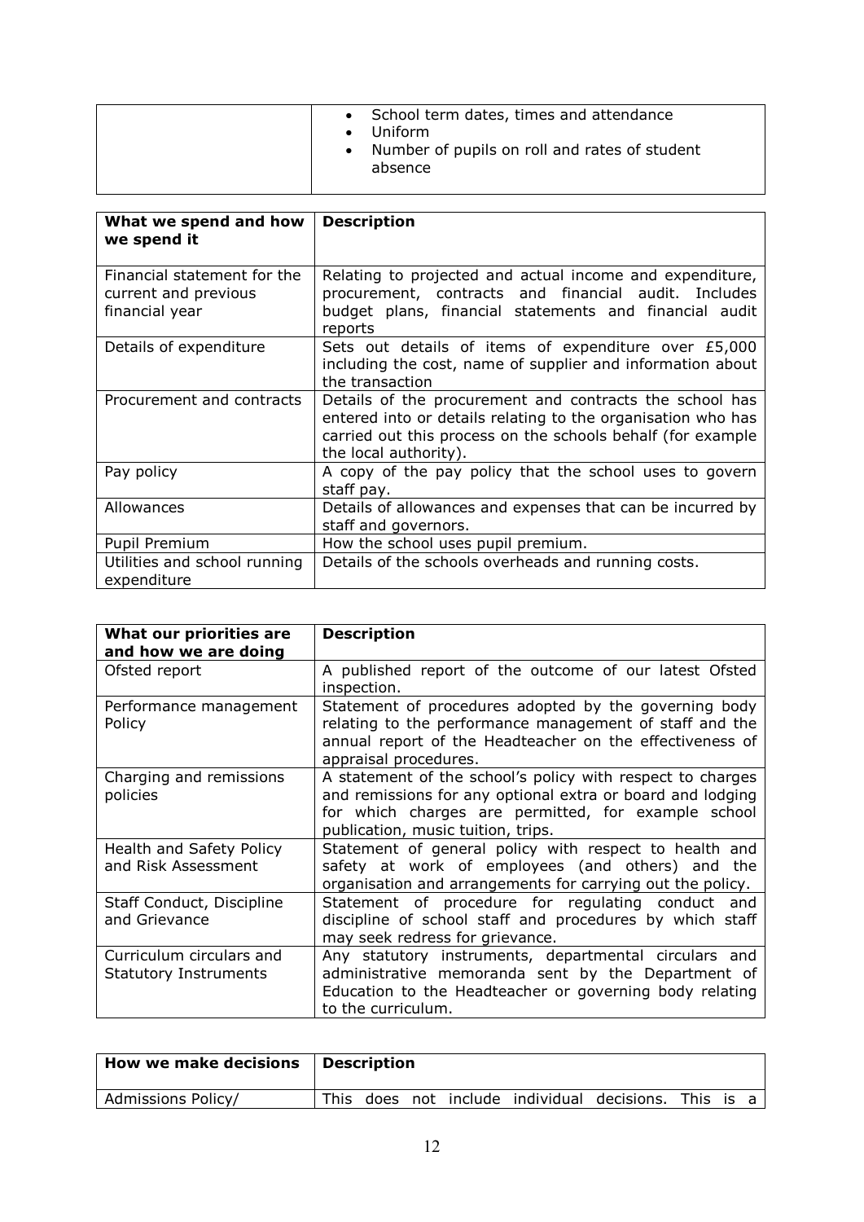| | |
|---|---|
| | • School term dates, times and attendance<br>• Uniform<br>• Number of pupils on roll and rates of student absence |

| What we spend and how we spend it | Description |
|---|---|
| Financial statement for the current and previous financial year | Relating to projected and actual income and expenditure, procurement, contracts and financial audit. Includes budget plans, financial statements and financial audit reports |
| Details of expenditure | Sets out details of items of expenditure over £5,000 including the cost, name of supplier and information about the transaction |
| Procurement and contracts | Details of the procurement and contracts the school has entered into or details relating to the organisation who has carried out this process on the schools behalf (for example the local authority). |
| Pay policy | A copy of the pay policy that the school uses to govern staff pay. |
| Allowances | Details of allowances and expenses that can be incurred by staff and governors. |
| Pupil Premium | How the school uses pupil premium. |
| Utilities and school running expenditure | Details of the schools overheads and running costs. |

| What our priorities are and how we are doing | Description |
|---|---|
| Ofsted report | A published report of the outcome of our latest Ofsted inspection. |
| Performance management Policy | Statement of procedures adopted by the governing body relating to the performance management of staff and the annual report of the Headteacher on the effectiveness of appraisal procedures. |
| Charging and remissions policies | A statement of the school's policy with respect to charges and remissions for any optional extra or board and lodging for which charges are permitted, for example school publication, music tuition, trips. |
| Health and Safety Policy and Risk Assessment | Statement of general policy with respect to health and safety at work of employees (and others) and the organisation and arrangements for carrying out the policy. |
| Staff Conduct, Discipline and Grievance | Statement of procedure for regulating conduct and discipline of school staff and procedures by which staff may seek redress for grievance. |
| Curriculum circulars and Statutory Instruments | Any statutory instruments, departmental circulars and administrative memoranda sent by the Department of Education to the Headteacher or governing body relating to the curriculum. |

| How we make decisions | Description |
|---|---|
| Admissions Policy/ | This does not include individual decisions. This is a |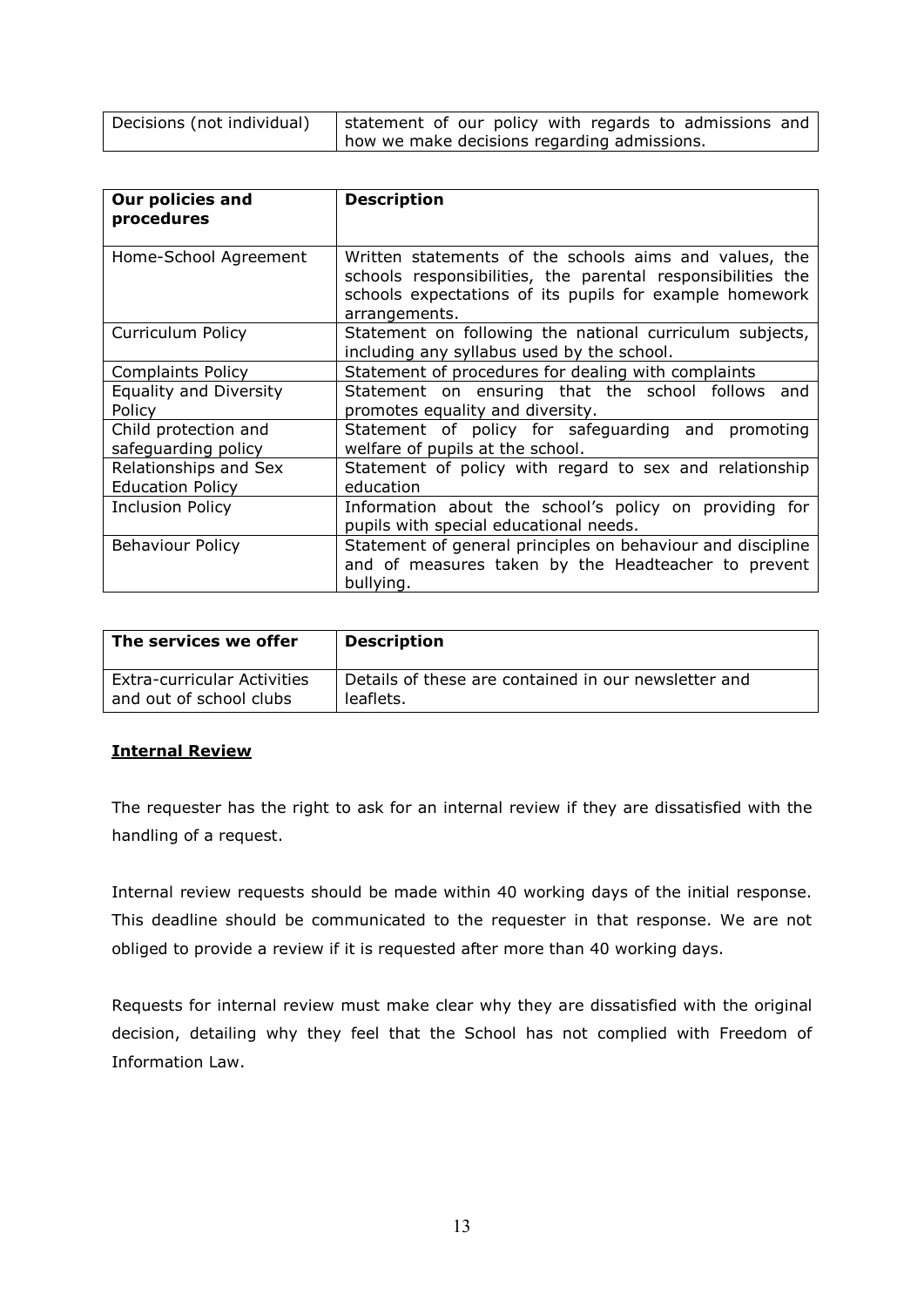| Decisions (not individual) | statement of our policy with regards to admissions and how we make decisions regarding admissions. |
|---|---|

| Our policies and procedures | Description |
|---|---|
| Home-School Agreement | Written statements of the schools aims and values, the schools responsibilities, the parental responsibilities the schools expectations of its pupils for example homework arrangements. |
| Curriculum Policy | Statement on following the national curriculum subjects, including any syllabus used by the school. |
| Complaints Policy | Statement of procedures for dealing with complaints |
| Equality and Diversity Policy | Statement on ensuring that the school follows and promotes equality and diversity. |
| Child protection and safeguarding policy | Statement of policy for safeguarding and promoting welfare of pupils at the school. |
| Relationships and Sex Education Policy | Statement of policy with regard to sex and relationship education |
| Inclusion Policy | Information about the school's policy on providing for pupils with special educational needs. |
| Behaviour Policy | Statement of general principles on behaviour and discipline and of measures taken by the Headteacher to prevent bullying. |

| The services we offer | Description |
|---|---|
| Extra-curricular Activities and out of school clubs | Details of these are contained in our newsletter and leaflets. |

**Internal Review**

The requester has the right to ask for an internal review if they are dissatisfied with the handling of a request.

Internal review requests should be made within 40 working days of the initial response. This deadline should be communicated to the requester in that response. We are not obliged to provide a review if it is requested after more than 40 working days.

Requests for internal review must make clear why they are dissatisfied with the original decision, detailing why they feel that the School has not complied with Freedom of Information Law.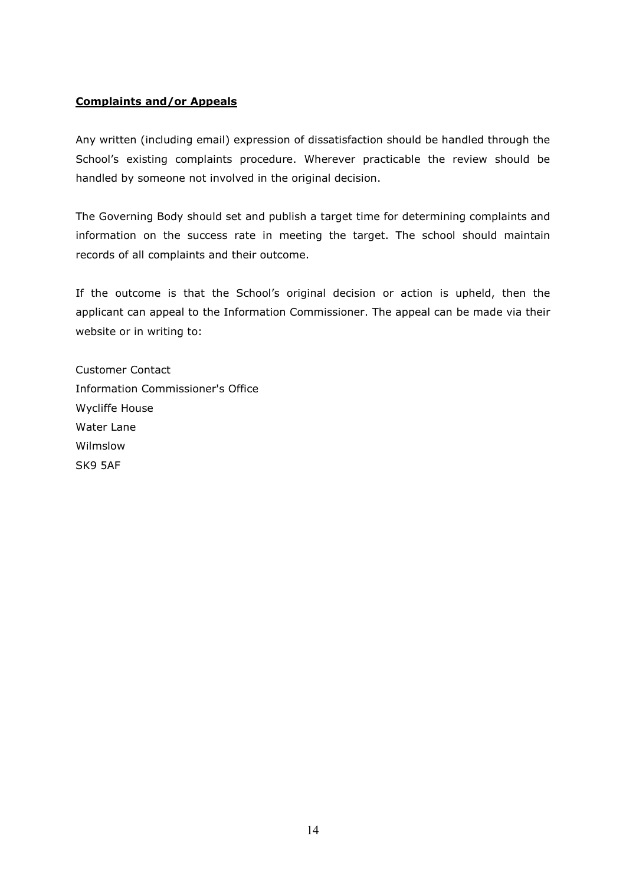## **Complaints and/or Appeals**

Any written (including email) expression of dissatisfaction should be handled through the School's existing complaints procedure. Wherever practicable the review should be handled by someone not involved in the original decision.

The Governing Body should set and publish a target time for determining complaints and information on the success rate in meeting the target. The school should maintain records of all complaints and their outcome.

If the outcome is that the School's original decision or action is upheld, then the applicant can appeal to the Information Commissioner. The appeal can be made via their website or in writing to:

Customer Contact  
Information Commissioner's Office  
Wycliffe House  
Water Lane  
Wilmslow  
SK9 5AF